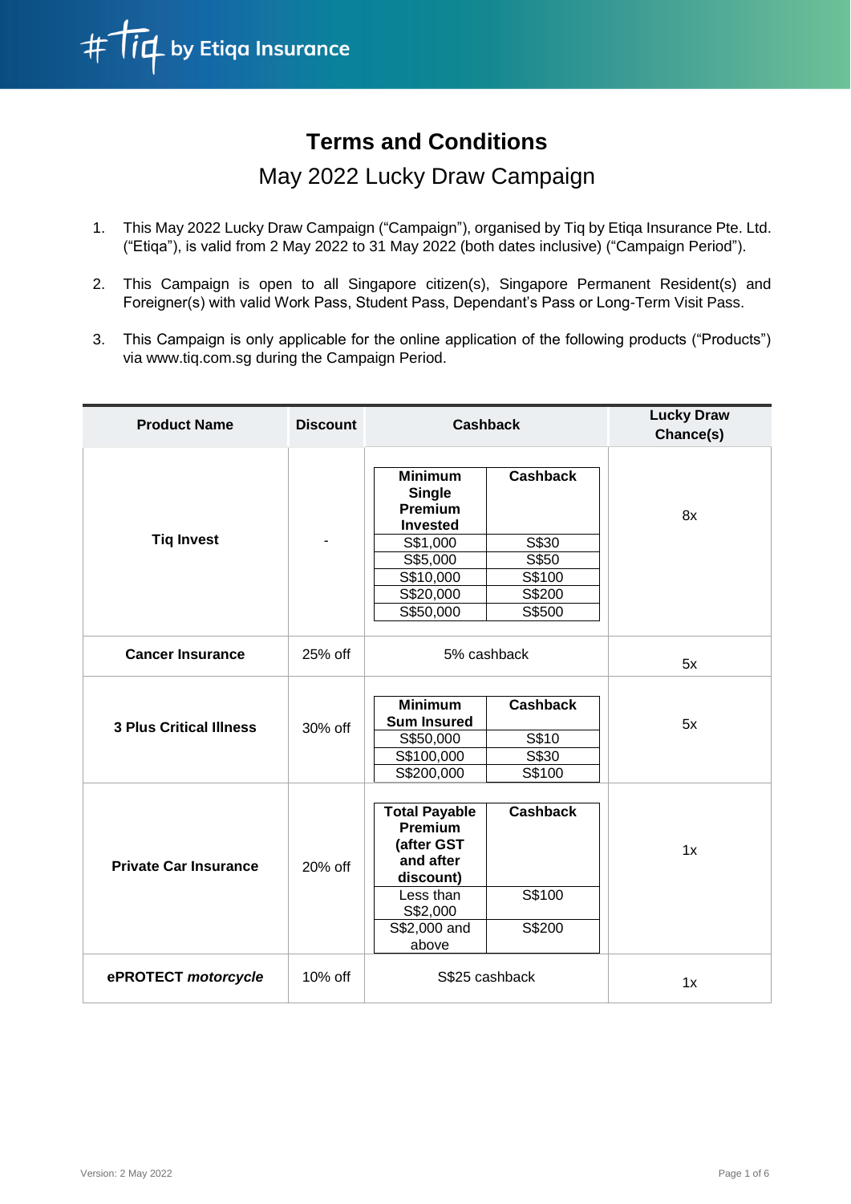# Terms and Conditions

## May 2022 Lucky Draw Campaign

1. This May 2022 Lucky Draw Campaign ("Campaign"), organised by Tiq by Etiqa Insurance Pte. Ltd. ("Etiqa"), is valid from 2 May 2022 to 31 May 2022 (both dates inclusive) ("Campaign Period").

2. This Campaign is open to all Singapore citizen(s), Singapore Permanent Resident(s) and Foreigner(s) with valid Work Pass, Student Pass, Dependant's Pass or Long-Term Visit Pass.

3. This Campaign is only applicable for the online application of the following products ("Products") via www.tiq.com.sg during the Campaign Period.

| Product Name | Discount | Cashback | | Lucky Draw Chance(s) |
|---|---|---|---|---|
| | | **Minimum Single Premium Invested** | **Cashback** | |
| **Tiq Invest** | - | S$1,000 | S$30 | 8x |
| | | S$5,000 | S$50 | |
| | | S$10,000 | S$100 | |
| | | S$20,000 | S$200 | |
| | | S$50,000 | S$500 | |
| **Cancer Insurance** | 25% off | 5% cashback | | 5x |
| | | **Minimum Sum Insured** | **Cashback** | |
| **3 Plus Critical Illness** | 30% off | S$50,000 | S$10 | 5x |
| | | S$100,000 | S$30 | |
| | | S$200,000 | S$100 | |
| | | **Total Payable Premium (after GST and after discount)** | **Cashback** | |
| **Private Car Insurance** | 20% off | Less than S$2,000 | S$100 | 1x |
| | | S$2,000 and above | S$200 | |
| **ePROTECT *motorcycle*** | 10% off | S$25 cashback | | 1x |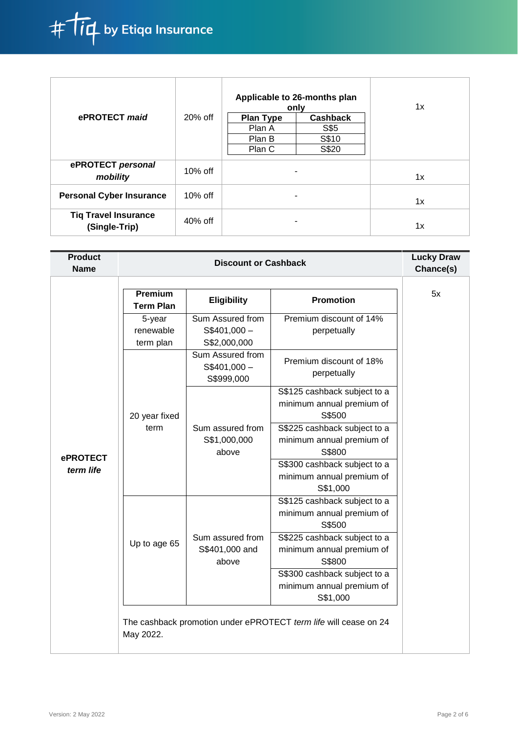| | | | |
|---|---|---|---|
| **ePROTECT *maid*** | 20% off | **Applicable to 26-months plan only**<br><br>**Plan Type** / **Cashback**<br>Plan A / S$5<br>Plan B / S$10<br>Plan C / S$20 | 1x |
| **ePROTECT *personal mobility*** | 10% off | - | 1x |
| **Personal Cyber Insurance** | 10% off | - | 1x |
| **Tiq Travel Insurance (Single-Trip)** | 40% off | - | 1x |

| Product Name | Discount or Cashback | Lucky Draw Chance(s) |
|---|---|---|
| **ePROTECT *term life*** | See table below | 5x |

| Premium Term Plan | Eligibility | Promotion |
|---|---|---|
| 5-year renewable term plan | Sum Assured from S$401,000 – S$2,000,000 | Premium discount of 14% perpetually |
| 20 year fixed term | Sum Assured from S$401,000 – S$999,000 | Premium discount of 18% perpetually |
| | Sum assured from S$1,000,000 above | S$125 cashback subject to a minimum annual premium of S$500 |
| | | S$225 cashback subject to a minimum annual premium of S$800 |
| | | S$300 cashback subject to a minimum annual premium of S$1,000 |
| Up to age 65 | Sum assured from S$401,000 and above | S$125 cashback subject to a minimum annual premium of S$500 |
| | | S$225 cashback subject to a minimum annual premium of S$800 |
| | | S$300 cashback subject to a minimum annual premium of S$1,000 |

The cashback promotion under ePROTECT *term life* will cease on 24 May 2022.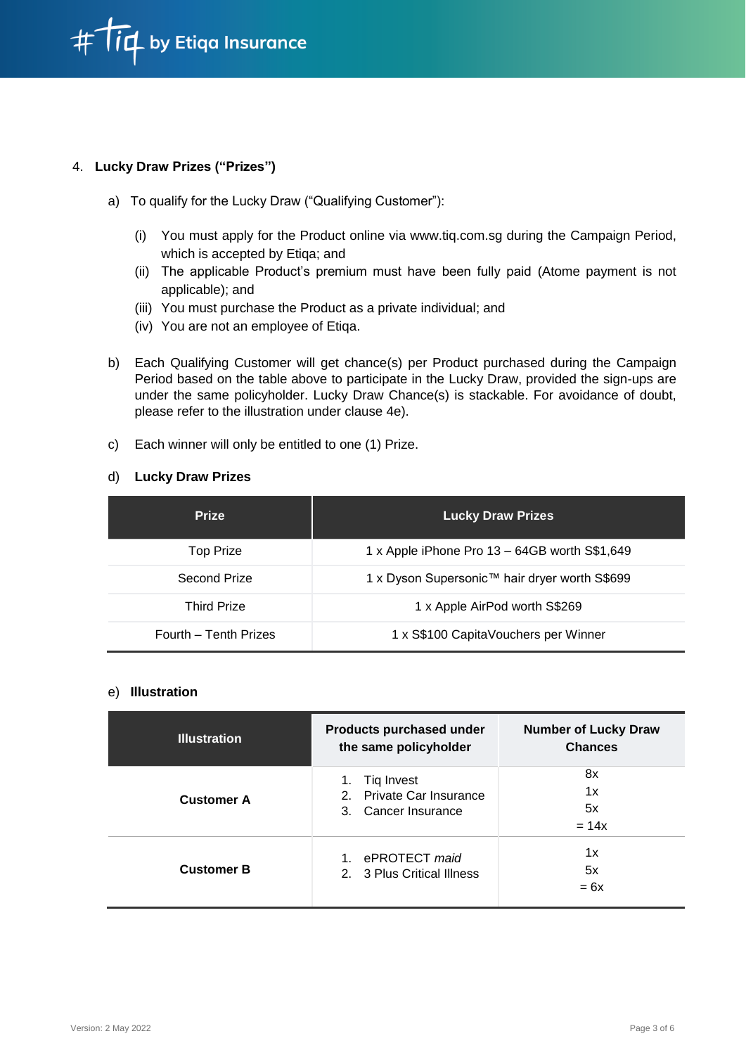4. **Lucky Draw Prizes ("Prizes")**

   a) To qualify for the Lucky Draw ("Qualifying Customer"):

      (i) You must apply for the Product online via www.tiq.com.sg during the Campaign Period, which is accepted by Etiqa; and
      (ii) The applicable Product's premium must have been fully paid (Atome payment is not applicable); and
      (iii) You must purchase the Product as a private individual; and
      (iv) You are not an employee of Etiqa.

   b) Each Qualifying Customer will get chance(s) per Product purchased during the Campaign Period based on the table above to participate in the Lucky Draw, provided the sign-ups are under the same policyholder. Lucky Draw Chance(s) is stackable. For avoidance of doubt, please refer to the illustration under clause 4e).

   c) Each winner will only be entitled to one (1) Prize.

   d) **Lucky Draw Prizes**

| Prize | Lucky Draw Prizes |
|---|---|
| Top Prize | 1 x Apple iPhone Pro 13 – 64GB worth S$1,649 |
| Second Prize | 1 x Dyson Supersonic™ hair dryer worth S$699 |
| Third Prize | 1 x Apple AirPod worth S$269 |
| Fourth – Tenth Prizes | 1 x S$100 CapitaVouchers per Winner |

   e) **Illustration**

| Illustration | Products purchased under the same policyholder | Number of Lucky Draw Chances |
|---|---|---|
| **Customer A** | 1. Tiq Invest<br>2. Private Car Insurance<br>3. Cancer Insurance | 8x<br>1x<br>5x<br>= 14x |
| **Customer B** | 1. ePROTECT *maid*<br>2. 3 Plus Critical Illness | 1x<br>5x<br>= 6x |

Version: 2 May 2022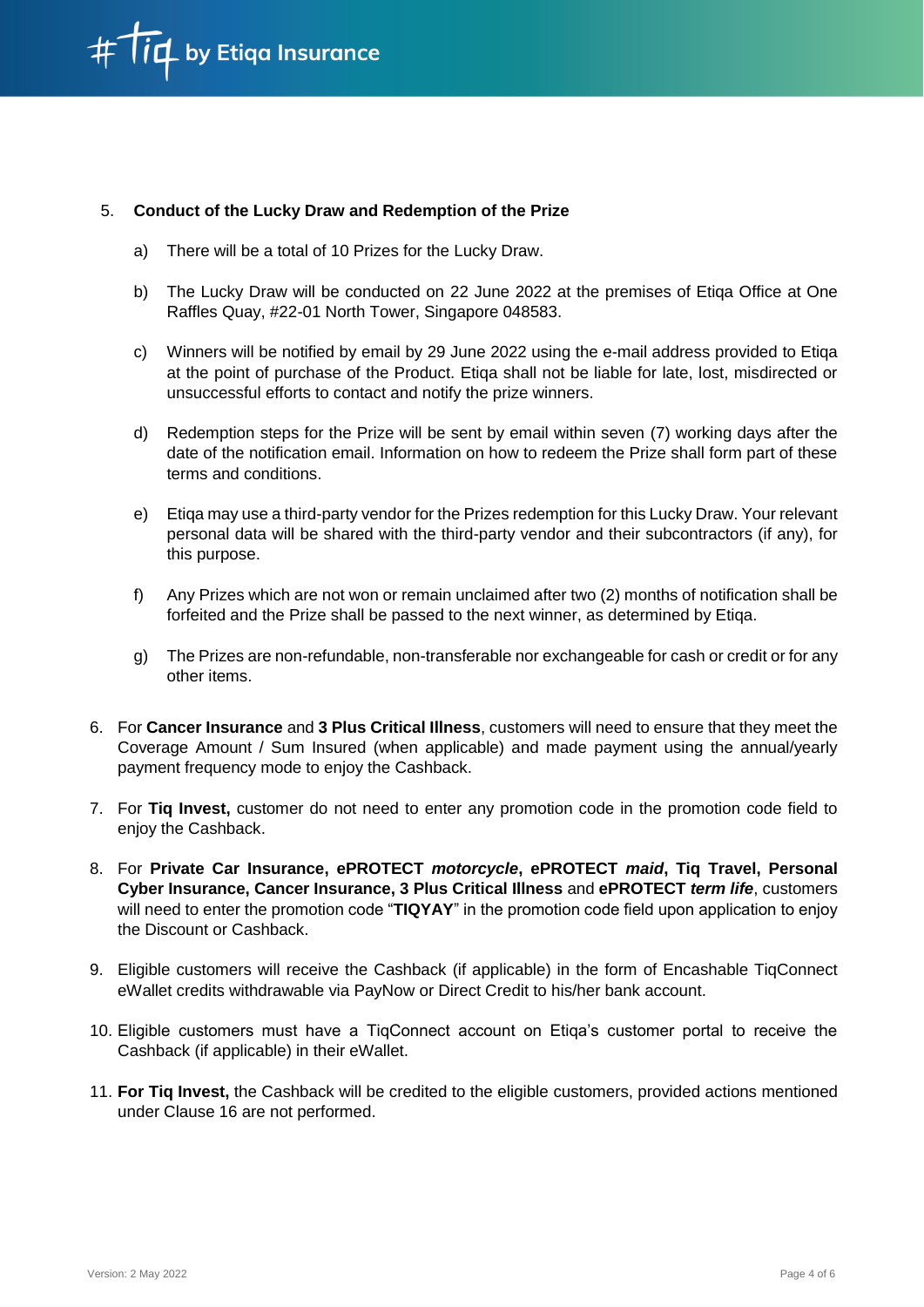5. **Conduct of the Lucky Draw and Redemption of the Prize**

    a) There will be a total of 10 Prizes for the Lucky Draw.

    b) The Lucky Draw will be conducted on 22 June 2022 at the premises of Etiqa Office at One Raffles Quay, #22-01 North Tower, Singapore 048583.

    c) Winners will be notified by email by 29 June 2022 using the e-mail address provided to Etiqa at the point of purchase of the Product. Etiqa shall not be liable for late, lost, misdirected or unsuccessful efforts to contact and notify the prize winners.

    d) Redemption steps for the Prize will be sent by email within seven (7) working days after the date of the notification email. Information on how to redeem the Prize shall form part of these terms and conditions.

    e) Etiqa may use a third-party vendor for the Prizes redemption for this Lucky Draw. Your relevant personal data will be shared with the third-party vendor and their subcontractors (if any), for this purpose.

    f) Any Prizes which are not won or remain unclaimed after two (2) months of notification shall be forfeited and the Prize shall be passed to the next winner, as determined by Etiqa.

    g) The Prizes are non-refundable, non-transferable nor exchangeable for cash or credit or for any other items.

6. For **Cancer Insurance** and **3 Plus Critical Illness**, customers will need to ensure that they meet the Coverage Amount / Sum Insured (when applicable) and made payment using the annual/yearly payment frequency mode to enjoy the Cashback.

7. For **Tiq Invest,** customer do not need to enter any promotion code in the promotion code field to enjoy the Cashback.

8. For **Private Car Insurance, ePROTECT *motorcycle*, ePROTECT *maid*, Tiq Travel, Personal Cyber Insurance, Cancer Insurance, 3 Plus Critical Illness** and **ePROTECT *term life***, customers will need to enter the promotion code "**TIQYAY**" in the promotion code field upon application to enjoy the Discount or Cashback.

9. Eligible customers will receive the Cashback (if applicable) in the form of Encashable TiqConnect eWallet credits withdrawable via PayNow or Direct Credit to his/her bank account.

10. Eligible customers must have a TiqConnect account on Etiqa's customer portal to receive the Cashback (if applicable) in their eWallet.

11. **For Tiq Invest,** the Cashback will be credited to the eligible customers, provided actions mentioned under Clause 16 are not performed.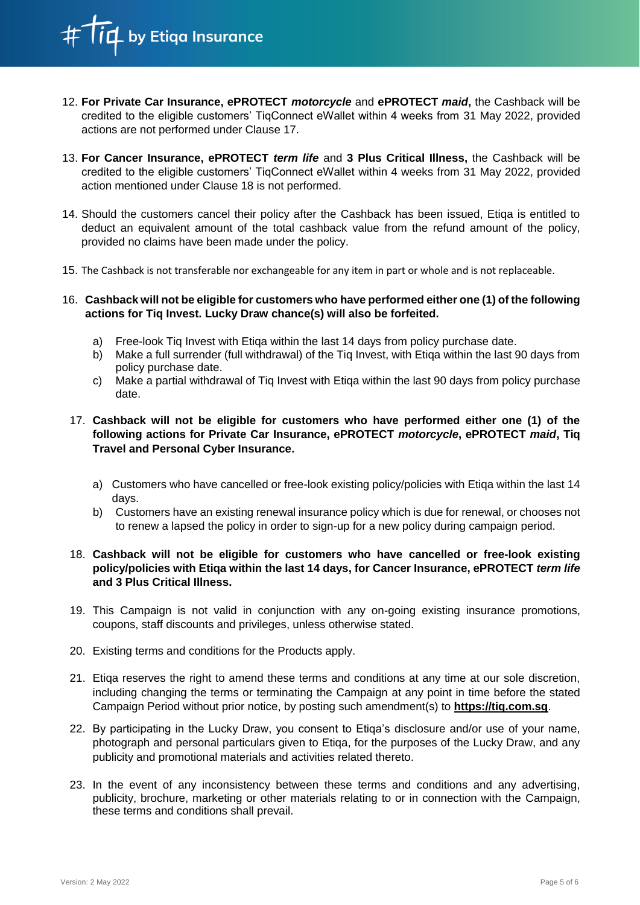12. **For Private Car Insurance, ePROTECT** ***motorcycle*** and **ePROTECT** ***maid*****,** the Cashback will be credited to the eligible customers' TiqConnect eWallet within 4 weeks from 31 May 2022, provided actions are not performed under Clause 17.

13. **For Cancer Insurance, ePROTECT** ***term life*** and **3 Plus Critical Illness,** the Cashback will be credited to the eligible customers' TiqConnect eWallet within 4 weeks from 31 May 2022, provided action mentioned under Clause 18 is not performed.

14. Should the customers cancel their policy after the Cashback has been issued, Etiqa is entitled to deduct an equivalent amount of the total cashback value from the refund amount of the policy, provided no claims have been made under the policy.

15. The Cashback is not transferable nor exchangeable for any item in part or whole and is not replaceable.

16. **Cashback will not be eligible for customers who have performed either one (1) of the following actions for Tiq Invest. Lucky Draw chance(s) will also be forfeited.**

    a) Free-look Tiq Invest with Etiqa within the last 14 days from policy purchase date.
    b) Make a full surrender (full withdrawal) of the Tiq Invest, with Etiqa within the last 90 days from policy purchase date.
    c) Make a partial withdrawal of Tiq Invest with Etiqa within the last 90 days from policy purchase date.

17. **Cashback will not be eligible for customers who have performed either one (1) of the following actions for Private Car Insurance, ePROTECT** ***motorcycle*****, ePROTECT** ***maid*****, Tiq Travel and Personal Cyber Insurance.**

    a) Customers who have cancelled or free-look existing policy/policies with Etiqa within the last 14 days.
    b) Customers have an existing renewal insurance policy which is due for renewal, or chooses not to renew a lapsed the policy in order to sign-up for a new policy during campaign period.

18. **Cashback will not be eligible for customers who have cancelled or free-look existing policy/policies with Etiqa within the last 14 days, for Cancer Insurance, ePROTECT** ***term life*** **and 3 Plus Critical Illness.**

19. This Campaign is not valid in conjunction with any on-going existing insurance promotions, coupons, staff discounts and privileges, unless otherwise stated.

20. Existing terms and conditions for the Products apply.

21. Etiqa reserves the right to amend these terms and conditions at any time at our sole discretion, including changing the terms or terminating the Campaign at any point in time before the stated Campaign Period without prior notice, by posting such amendment(s) to **https://tiq.com.sg**.

22. By participating in the Lucky Draw, you consent to Etiqa's disclosure and/or use of your name, photograph and personal particulars given to Etiqa, for the purposes of the Lucky Draw, and any publicity and promotional materials and activities related thereto.

23. In the event of any inconsistency between these terms and conditions and any advertising, publicity, brochure, marketing or other materials relating to or in connection with the Campaign, these terms and conditions shall prevail.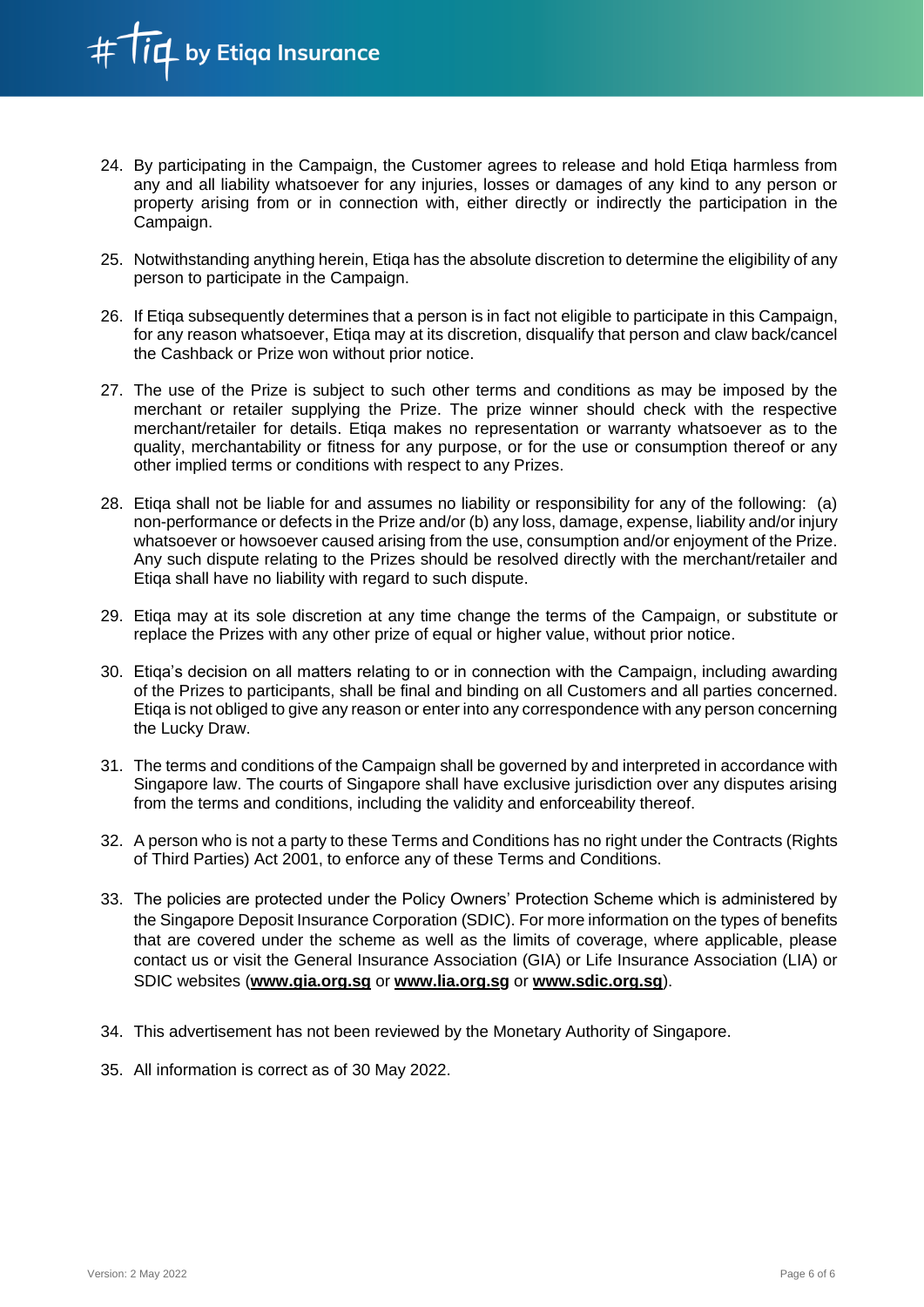24. By participating in the Campaign, the Customer agrees to release and hold Etiqa harmless from any and all liability whatsoever for any injuries, losses or damages of any kind to any person or property arising from or in connection with, either directly or indirectly the participation in the Campaign.

25. Notwithstanding anything herein, Etiqa has the absolute discretion to determine the eligibility of any person to participate in the Campaign.

26. If Etiqa subsequently determines that a person is in fact not eligible to participate in this Campaign, for any reason whatsoever, Etiqa may at its discretion, disqualify that person and claw back/cancel the Cashback or Prize won without prior notice.

27. The use of the Prize is subject to such other terms and conditions as may be imposed by the merchant or retailer supplying the Prize. The prize winner should check with the respective merchant/retailer for details. Etiqa makes no representation or warranty whatsoever as to the quality, merchantability or fitness for any purpose, or for the use or consumption thereof or any other implied terms or conditions with respect to any Prizes.

28. Etiqa shall not be liable for and assumes no liability or responsibility for any of the following: (a) non-performance or defects in the Prize and/or (b) any loss, damage, expense, liability and/or injury whatsoever or howsoever caused arising from the use, consumption and/or enjoyment of the Prize. Any such dispute relating to the Prizes should be resolved directly with the merchant/retailer and Etiqa shall have no liability with regard to such dispute.

29. Etiqa may at its sole discretion at any time change the terms of the Campaign, or substitute or replace the Prizes with any other prize of equal or higher value, without prior notice.

30. Etiqa's decision on all matters relating to or in connection with the Campaign, including awarding of the Prizes to participants, shall be final and binding on all Customers and all parties concerned. Etiqa is not obliged to give any reason or enter into any correspondence with any person concerning the Lucky Draw.

31. The terms and conditions of the Campaign shall be governed by and interpreted in accordance with Singapore law. The courts of Singapore shall have exclusive jurisdiction over any disputes arising from the terms and conditions, including the validity and enforceability thereof.

32. A person who is not a party to these Terms and Conditions has no right under the Contracts (Rights of Third Parties) Act 2001, to enforce any of these Terms and Conditions.

33. The policies are protected under the Policy Owners' Protection Scheme which is administered by the Singapore Deposit Insurance Corporation (SDIC). For more information on the types of benefits that are covered under the scheme as well as the limits of coverage, where applicable, please contact us or visit the General Insurance Association (GIA) or Life Insurance Association (LIA) or SDIC websites (**www.gia.org.sg** or **www.lia.org.sg** or **www.sdic.org.sg**).

34. This advertisement has not been reviewed by the Monetary Authority of Singapore.

35. All information is correct as of 30 May 2022.

Version: 2 May 2022